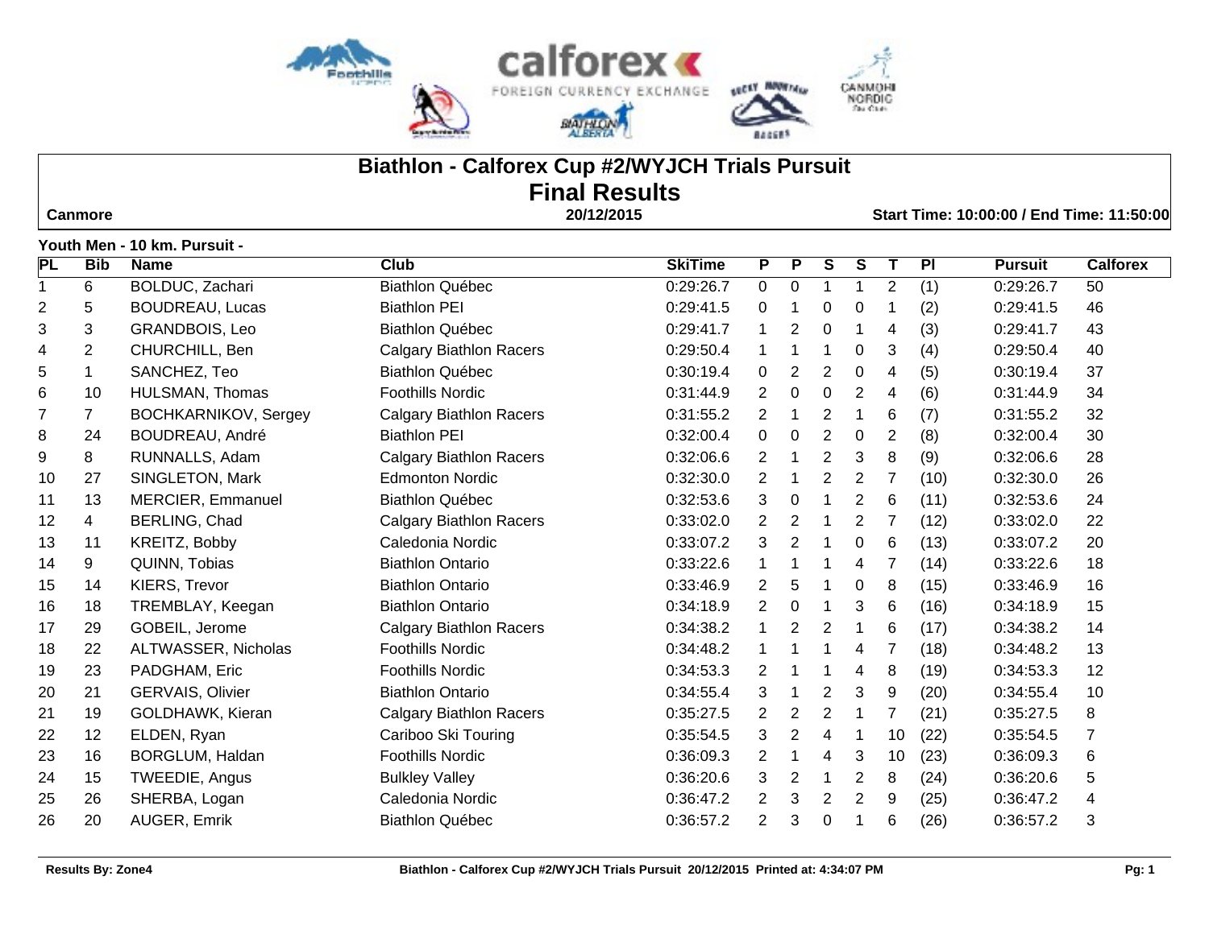# Biathlon - Calforex Cup #2/WYJCH Trials Pursuit

## Final Results

**Canmore** | **20/12/2015** | **Start Time: 10:00:00 / End Time: 11:50:00**

**Youth Men - 10 km. Pursuit -**

| PL | Bib | Name | Club | SkiTime | P | P | S | S | T | Pl | Pursuit | Calforex |
|---|---|---|---|---|---|---|---|---|---|---|---|---|
| 1 | 6 | BOLDUC, Zachari | Biathlon Québec | 0:29:26.7 | 0 | 0 | 1 | 1 | 2 | (1) | 0:29:26.7 | 50 |
| 2 | 5 | BOUDREAU, Lucas | Biathlon PEI | 0:29:41.5 | 0 | 1 | 0 | 0 | 1 | (2) | 0:29:41.5 | 46 |
| 3 | 3 | GRANDBOIS, Leo | Biathlon Québec | 0:29:41.7 | 1 | 2 | 0 | 1 | 4 | (3) | 0:29:41.7 | 43 |
| 4 | 2 | CHURCHILL, Ben | Calgary Biathlon Racers | 0:29:50.4 | 1 | 1 | 1 | 0 | 3 | (4) | 0:29:50.4 | 40 |
| 5 | 1 | SANCHEZ, Teo | Biathlon Québec | 0:30:19.4 | 0 | 2 | 2 | 0 | 4 | (5) | 0:30:19.4 | 37 |
| 6 | 10 | HULSMAN, Thomas | Foothills Nordic | 0:31:44.9 | 2 | 0 | 0 | 2 | 4 | (6) | 0:31:44.9 | 34 |
| 7 | 7 | BOCHKARNIKOV, Sergey | Calgary Biathlon Racers | 0:31:55.2 | 2 | 1 | 2 | 1 | 6 | (7) | 0:31:55.2 | 32 |
| 8 | 24 | BOUDREAU, André | Biathlon PEI | 0:32:00.4 | 0 | 0 | 2 | 0 | 2 | (8) | 0:32:00.4 | 30 |
| 9 | 8 | RUNNALLS, Adam | Calgary Biathlon Racers | 0:32:06.6 | 2 | 1 | 2 | 3 | 8 | (9) | 0:32:06.6 | 28 |
| 10 | 27 | SINGLETON, Mark | Edmonton Nordic | 0:32:30.0 | 2 | 1 | 2 | 2 | 7 | (10) | 0:32:30.0 | 26 |
| 11 | 13 | MERCIER, Emmanuel | Biathlon Québec | 0:32:53.6 | 3 | 0 | 1 | 2 | 6 | (11) | 0:32:53.6 | 24 |
| 12 | 4 | BERLING, Chad | Calgary Biathlon Racers | 0:33:02.0 | 2 | 2 | 1 | 2 | 7 | (12) | 0:33:02.0 | 22 |
| 13 | 11 | KREITZ, Bobby | Caledonia Nordic | 0:33:07.2 | 3 | 2 | 1 | 0 | 6 | (13) | 0:33:07.2 | 20 |
| 14 | 9 | QUINN, Tobias | Biathlon Ontario | 0:33:22.6 | 1 | 1 | 1 | 4 | 7 | (14) | 0:33:22.6 | 18 |
| 15 | 14 | KIERS, Trevor | Biathlon Ontario | 0:33:46.9 | 2 | 5 | 1 | 0 | 8 | (15) | 0:33:46.9 | 16 |
| 16 | 18 | TREMBLAY, Keegan | Biathlon Ontario | 0:34:18.9 | 2 | 0 | 1 | 3 | 6 | (16) | 0:34:18.9 | 15 |
| 17 | 29 | GOBEIL, Jerome | Calgary Biathlon Racers | 0:34:38.2 | 1 | 2 | 2 | 1 | 6 | (17) | 0:34:38.2 | 14 |
| 18 | 22 | ALTWASSER, Nicholas | Foothills Nordic | 0:34:48.2 | 1 | 1 | 1 | 4 | 7 | (18) | 0:34:48.2 | 13 |
| 19 | 23 | PADGHAM, Eric | Foothills Nordic | 0:34:53.3 | 2 | 1 | 1 | 4 | 8 | (19) | 0:34:53.3 | 12 |
| 20 | 21 | GERVAIS, Olivier | Biathlon Ontario | 0:34:55.4 | 3 | 1 | 2 | 3 | 9 | (20) | 0:34:55.4 | 10 |
| 21 | 19 | GOLDHAWK, Kieran | Calgary Biathlon Racers | 0:35:27.5 | 2 | 2 | 2 | 1 | 7 | (21) | 0:35:27.5 | 8 |
| 22 | 12 | ELDEN, Ryan | Cariboo Ski Touring | 0:35:54.5 | 3 | 2 | 4 | 1 | 10 | (22) | 0:35:54.5 | 7 |
| 23 | 16 | BORGLUM, Haldan | Foothills Nordic | 0:36:09.3 | 2 | 1 | 4 | 3 | 10 | (23) | 0:36:09.3 | 6 |
| 24 | 15 | TWEEDIE, Angus | Bulkley Valley | 0:36:20.6 | 3 | 2 | 1 | 2 | 8 | (24) | 0:36:20.6 | 5 |
| 25 | 26 | SHERBA, Logan | Caledonia Nordic | 0:36:47.2 | 2 | 3 | 2 | 2 | 9 | (25) | 0:36:47.2 | 4 |
| 26 | 20 | AUGER, Emrik | Biathlon Québec | 0:36:57.2 | 2 | 3 | 0 | 1 | 6 | (26) | 0:36:57.2 | 3 |

Results By: Zone4 | Biathlon - Calforex Cup #2/WYJCH Trials Pursuit 20/12/2015 Printed at: 4:34:07 PM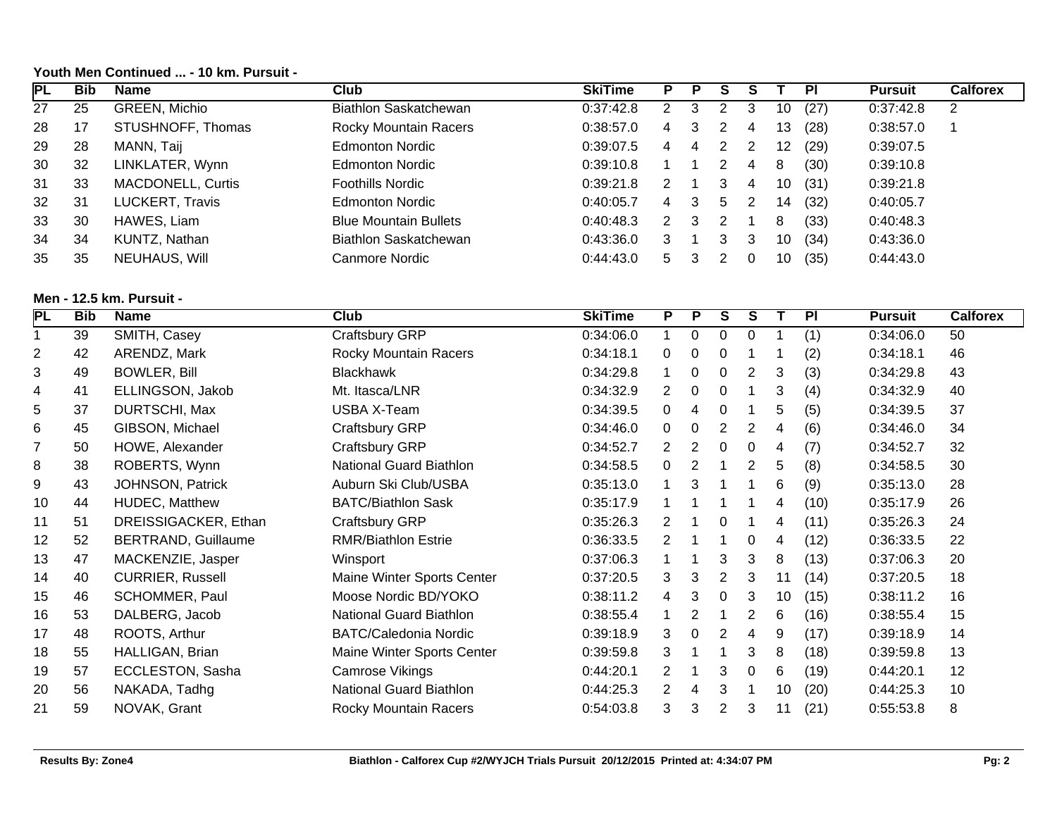**Youth Men Continued ... - 10 km. Pursuit -**

| PL | Bib | Name | Club | SkiTime | P | P | S | S | T | Pl | Pursuit | Calforex |
|---|---|---|---|---|---|---|---|---|---|---|---|---|
| 27 | 25 | GREEN, Michio | Biathlon Saskatchewan | 0:37:42.8 | 2 | 3 | 2 | 3 | 10 | (27) | 0:37:42.8 | 2 |
| 28 | 17 | STUSHNOFF, Thomas | Rocky Mountain Racers | 0:38:57.0 | 4 | 3 | 2 | 4 | 13 | (28) | 0:38:57.0 | 1 |
| 29 | 28 | MANN, Taij | Edmonton Nordic | 0:39:07.5 | 4 | 4 | 2 | 2 | 12 | (29) | 0:39:07.5 | |
| 30 | 32 | LINKLATER, Wynn | Edmonton Nordic | 0:39:10.8 | 1 | 1 | 2 | 4 | 8 | (30) | 0:39:10.8 | |
| 31 | 33 | MACDONELL, Curtis | Foothills Nordic | 0:39:21.8 | 2 | 1 | 3 | 4 | 10 | (31) | 0:39:21.8 | |
| 32 | 31 | LUCKERT, Travis | Edmonton Nordic | 0:40:05.7 | 4 | 3 | 5 | 2 | 14 | (32) | 0:40:05.7 | |
| 33 | 30 | HAWES, Liam | Blue Mountain Bullets | 0:40:48.3 | 2 | 3 | 2 | 1 | 8 | (33) | 0:40:48.3 | |
| 34 | 34 | KUNTZ, Nathan | Biathlon Saskatchewan | 0:43:36.0 | 3 | 1 | 3 | 3 | 10 | (34) | 0:43:36.0 | |
| 35 | 35 | NEUHAUS, Will | Canmore Nordic | 0:44:43.0 | 5 | 3 | 2 | 0 | 10 | (35) | 0:44:43.0 | |

**Men - 12.5 km. Pursuit -**

| PL | Bib | Name | Club | SkiTime | P | P | S | S | T | Pl | Pursuit | Calforex |
|---|---|---|---|---|---|---|---|---|---|---|---|---|
| 1 | 39 | SMITH, Casey | Craftsbury GRP | 0:34:06.0 | 1 | 0 | 0 | 0 | 1 | (1) | 0:34:06.0 | 50 |
| 2 | 42 | ARENDZ, Mark | Rocky Mountain Racers | 0:34:18.1 | 0 | 0 | 0 | 1 | 1 | (2) | 0:34:18.1 | 46 |
| 3 | 49 | BOWLER, Bill | Blackhawk | 0:34:29.8 | 1 | 0 | 0 | 2 | 3 | (3) | 0:34:29.8 | 43 |
| 4 | 41 | ELLINGSON, Jakob | Mt. Itasca/LNR | 0:34:32.9 | 2 | 0 | 0 | 1 | 3 | (4) | 0:34:32.9 | 40 |
| 5 | 37 | DURTSCHI, Max | USBA X-Team | 0:34:39.5 | 0 | 4 | 0 | 1 | 5 | (5) | 0:34:39.5 | 37 |
| 6 | 45 | GIBSON, Michael | Craftsbury GRP | 0:34:46.0 | 0 | 0 | 2 | 2 | 4 | (6) | 0:34:46.0 | 34 |
| 7 | 50 | HOWE, Alexander | Craftsbury GRP | 0:34:52.7 | 2 | 2 | 0 | 0 | 4 | (7) | 0:34:52.7 | 32 |
| 8 | 38 | ROBERTS, Wynn | National Guard Biathlon | 0:34:58.5 | 0 | 2 | 1 | 2 | 5 | (8) | 0:34:58.5 | 30 |
| 9 | 43 | JOHNSON, Patrick | Auburn Ski Club/USBA | 0:35:13.0 | 1 | 3 | 1 | 1 | 6 | (9) | 0:35:13.0 | 28 |
| 10 | 44 | HUDEC, Matthew | BATC/Biathlon Sask | 0:35:17.9 | 1 | 1 | 1 | 1 | 4 | (10) | 0:35:17.9 | 26 |
| 11 | 51 | DREISSIGACKER, Ethan | Craftsbury GRP | 0:35:26.3 | 2 | 1 | 0 | 1 | 4 | (11) | 0:35:26.3 | 24 |
| 12 | 52 | BERTRAND, Guillaume | RMR/Biathlon Estrie | 0:36:33.5 | 2 | 1 | 1 | 0 | 4 | (12) | 0:36:33.5 | 22 |
| 13 | 47 | MACKENZIE, Jasper | Winsport | 0:37:06.3 | 1 | 1 | 3 | 3 | 8 | (13) | 0:37:06.3 | 20 |
| 14 | 40 | CURRIER, Russell | Maine Winter Sports Center | 0:37:20.5 | 3 | 3 | 2 | 3 | 11 | (14) | 0:37:20.5 | 18 |
| 15 | 46 | SCHOMMER, Paul | Moose Nordic BD/YOKO | 0:38:11.2 | 4 | 3 | 0 | 3 | 10 | (15) | 0:38:11.2 | 16 |
| 16 | 53 | DALBERG, Jacob | National Guard Biathlon | 0:38:55.4 | 1 | 2 | 1 | 2 | 6 | (16) | 0:38:55.4 | 15 |
| 17 | 48 | ROOTS, Arthur | BATC/Caledonia Nordic | 0:39:18.9 | 3 | 0 | 2 | 4 | 9 | (17) | 0:39:18.9 | 14 |
| 18 | 55 | HALLIGAN, Brian | Maine Winter Sports Center | 0:39:59.8 | 3 | 1 | 1 | 3 | 8 | (18) | 0:39:59.8 | 13 |
| 19 | 57 | ECCLESTON, Sasha | Camrose Vikings | 0:44:20.1 | 2 | 1 | 3 | 0 | 6 | (19) | 0:44:20.1 | 12 |
| 20 | 56 | NAKADA, Tadhg | National Guard Biathlon | 0:44:25.3 | 2 | 4 | 3 | 1 | 10 | (20) | 0:44:25.3 | 10 |
| 21 | 59 | NOVAK, Grant | Rocky Mountain Racers | 0:54:03.8 | 3 | 3 | 2 | 3 | 11 | (21) | 0:55:53.8 | 8 |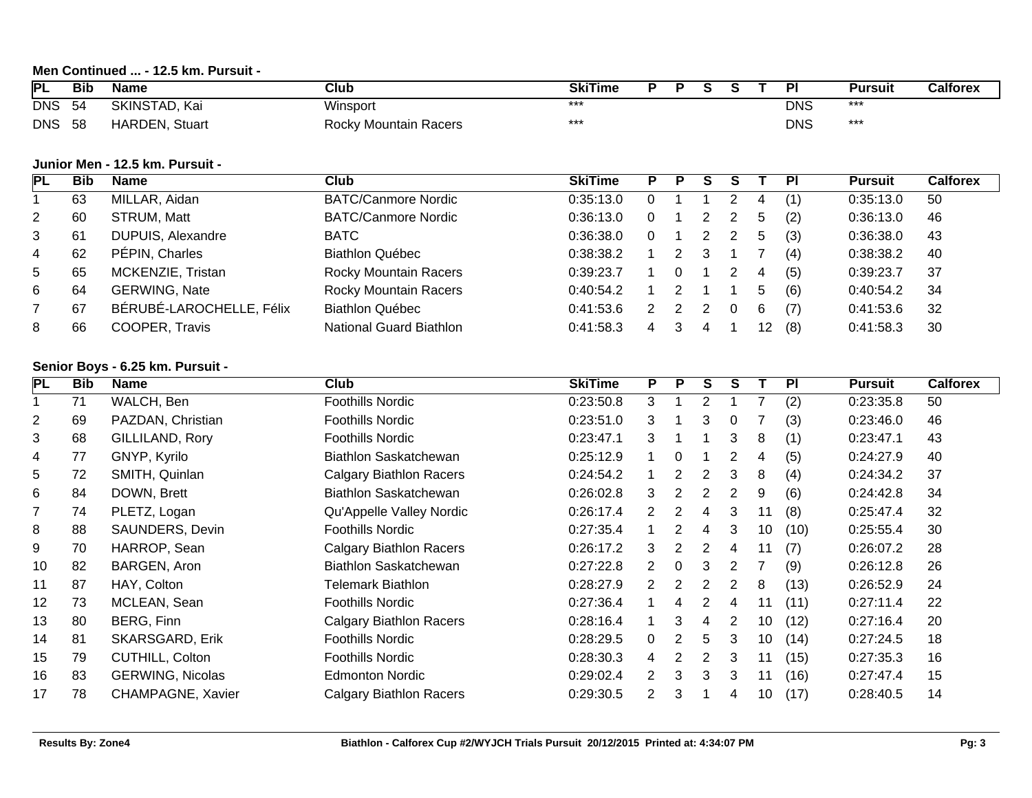**Men Continued ... - 12.5 km. Pursuit -**

| PL | Bib | Name | Club | SkiTime | P | P | S | S | T | Pl | Pursuit | Calforex |
|---|---|---|---|---|---|---|---|---|---|---|---|---|
| DNS | 54 | SKINSTAD, Kai | Winsport | *** | | | | | | DNS | *** | |
| DNS | 58 | HARDEN, Stuart | Rocky Mountain Racers | *** | | | | | | DNS | *** | |

**Junior Men - 12.5 km. Pursuit -**

| PL | Bib | Name | Club | SkiTime | P | P | S | S | T | Pl | Pursuit | Calforex |
|---|---|---|---|---|---|---|---|---|---|---|---|---|
| 1 | 63 | MILLAR, Aidan | BATC/Canmore Nordic | 0:35:13.0 | 0 | 1 | 1 | 2 | 4 | (1) | 0:35:13.0 | 50 |
| 2 | 60 | STRUM, Matt | BATC/Canmore Nordic | 0:36:13.0 | 0 | 1 | 2 | 2 | 5 | (2) | 0:36:13.0 | 46 |
| 3 | 61 | DUPUIS, Alexandre | BATC | 0:36:38.0 | 0 | 1 | 2 | 2 | 5 | (3) | 0:36:38.0 | 43 |
| 4 | 62 | PÉPIN, Charles | Biathlon Québec | 0:38:38.2 | 1 | 2 | 3 | 1 | 7 | (4) | 0:38:38.2 | 40 |
| 5 | 65 | MCKENZIE, Tristan | Rocky Mountain Racers | 0:39:23.7 | 1 | 0 | 1 | 2 | 4 | (5) | 0:39:23.7 | 37 |
| 6 | 64 | GERWING, Nate | Rocky Mountain Racers | 0:40:54.2 | 1 | 2 | 1 | 1 | 5 | (6) | 0:40:54.2 | 34 |
| 7 | 67 | BÉRUBÉ-LAROCHELLE, Félix | Biathlon Québec | 0:41:53.6 | 2 | 2 | 2 | 0 | 6 | (7) | 0:41:53.6 | 32 |
| 8 | 66 | COOPER, Travis | National Guard Biathlon | 0:41:58.3 | 4 | 3 | 4 | 1 | 12 | (8) | 0:41:58.3 | 30 |

**Senior Boys - 6.25 km. Pursuit -**

| PL | Bib | Name | Club | SkiTime | P | P | S | S | T | Pl | Pursuit | Calforex |
|---|---|---|---|---|---|---|---|---|---|---|---|---|
| 1 | 71 | WALCH, Ben | Foothills Nordic | 0:23:50.8 | 3 | 1 | 2 | 1 | 7 | (2) | 0:23:35.8 | 50 |
| 2 | 69 | PAZDAN, Christian | Foothills Nordic | 0:23:51.0 | 3 | 1 | 3 | 0 | 7 | (3) | 0:23:46.0 | 46 |
| 3 | 68 | GILLILAND, Rory | Foothills Nordic | 0:23:47.1 | 3 | 1 | 1 | 3 | 8 | (1) | 0:23:47.1 | 43 |
| 4 | 77 | GNYP, Kyrilo | Biathlon Saskatchewan | 0:25:12.9 | 1 | 0 | 1 | 2 | 4 | (5) | 0:24:27.9 | 40 |
| 5 | 72 | SMITH, Quinlan | Calgary Biathlon Racers | 0:24:54.2 | 1 | 2 | 2 | 3 | 8 | (4) | 0:24:34.2 | 37 |
| 6 | 84 | DOWN, Brett | Biathlon Saskatchewan | 0:26:02.8 | 3 | 2 | 2 | 2 | 9 | (6) | 0:24:42.8 | 34 |
| 7 | 74 | PLETZ, Logan | Qu'Appelle Valley Nordic | 0:26:17.4 | 2 | 2 | 4 | 3 | 11 | (8) | 0:25:47.4 | 32 |
| 8 | 88 | SAUNDERS, Devin | Foothills Nordic | 0:27:35.4 | 1 | 2 | 4 | 3 | 10 | (10) | 0:25:55.4 | 30 |
| 9 | 70 | HARROP, Sean | Calgary Biathlon Racers | 0:26:17.2 | 3 | 2 | 2 | 4 | 11 | (7) | 0:26:07.2 | 28 |
| 10 | 82 | BARGEN, Aron | Biathlon Saskatchewan | 0:27:22.8 | 2 | 0 | 3 | 2 | 7 | (9) | 0:26:12.8 | 26 |
| 11 | 87 | HAY, Colton | Telemark Biathlon | 0:28:27.9 | 2 | 2 | 2 | 2 | 8 | (13) | 0:26:52.9 | 24 |
| 12 | 73 | MCLEAN, Sean | Foothills Nordic | 0:27:36.4 | 1 | 4 | 2 | 4 | 11 | (11) | 0:27:11.4 | 22 |
| 13 | 80 | BERG, Finn | Calgary Biathlon Racers | 0:28:16.4 | 1 | 3 | 4 | 2 | 10 | (12) | 0:27:16.4 | 20 |
| 14 | 81 | SKARSGARD, Erik | Foothills Nordic | 0:28:29.5 | 0 | 2 | 5 | 3 | 10 | (14) | 0:27:24.5 | 18 |
| 15 | 79 | CUTHILL, Colton | Foothills Nordic | 0:28:30.3 | 4 | 2 | 2 | 3 | 11 | (15) | 0:27:35.3 | 16 |
| 16 | 83 | GERWING, Nicolas | Edmonton Nordic | 0:29:02.4 | 2 | 3 | 3 | 3 | 11 | (16) | 0:27:47.4 | 15 |
| 17 | 78 | CHAMPAGNE, Xavier | Calgary Biathlon Racers | 0:29:30.5 | 2 | 3 | 1 | 4 | 10 | (17) | 0:28:40.5 | 14 |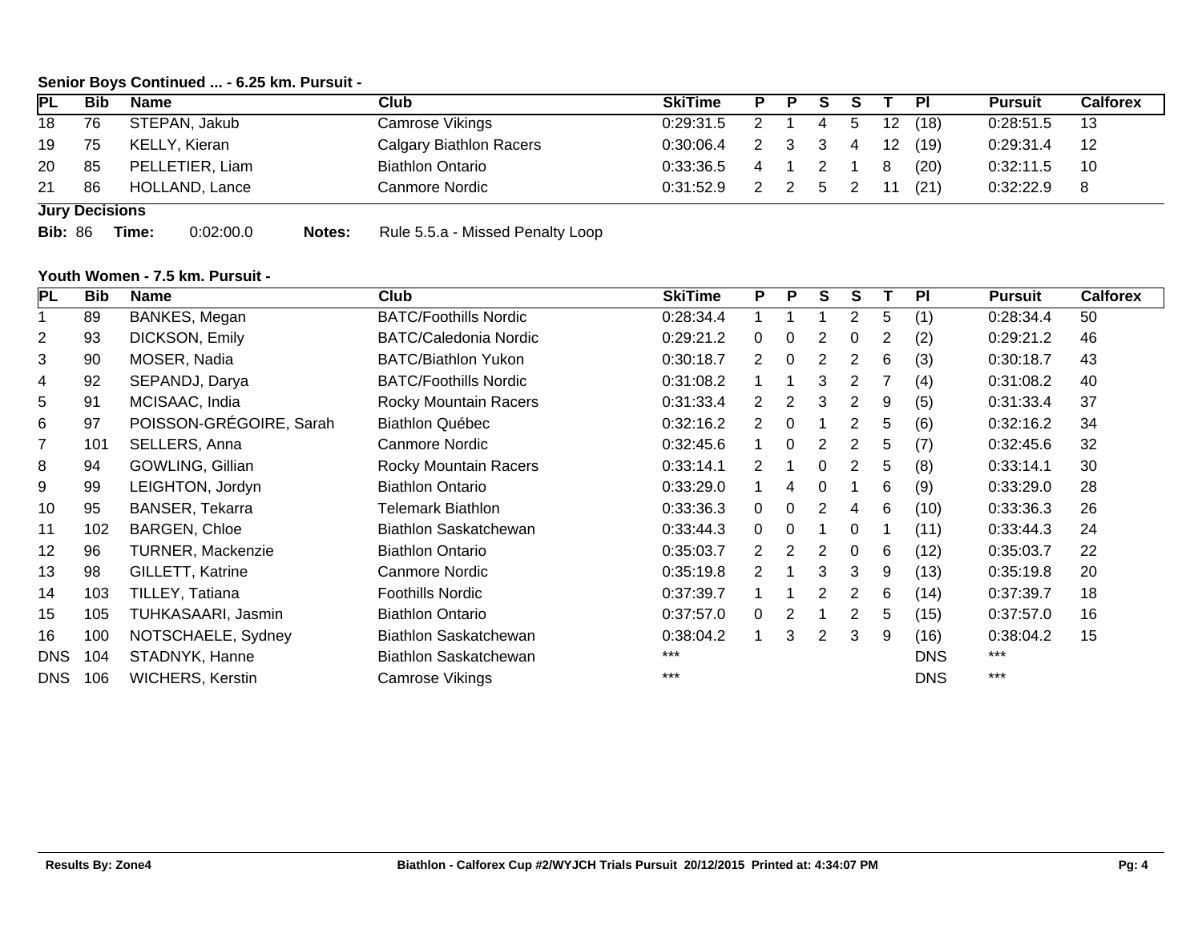**Senior Boys Continued ... - 6.25 km. Pursuit -**

| PL | Bib | Name | Club | SkiTime | P | P | S | S | T | Pl | Pursuit | Calforex |
|---|---|---|---|---|---|---|---|---|---|---|---|---|
| 18 | 76 | STEPAN, Jakub | Camrose Vikings | 0:29:31.5 | 2 | 1 | 4 | 5 | 12 | (18) | 0:28:51.5 | 13 |
| 19 | 75 | KELLY, Kieran | Calgary Biathlon Racers | 0:30:06.4 | 2 | 3 | 3 | 4 | 12 | (19) | 0:29:31.4 | 12 |
| 20 | 85 | PELLETIER, Liam | Biathlon Ontario | 0:33:36.5 | 4 | 1 | 2 | 1 | 8 | (20) | 0:32:11.5 | 10 |
| 21 | 86 | HOLLAND, Lance | Canmore Nordic | 0:31:52.9 | 2 | 2 | 5 | 2 | 11 | (21) | 0:32:22.9 | 8 |

**Jury Decisions**

**Bib:** 86 **Time:** 0:02:00.0 **Notes:** Rule 5.5.a - Missed Penalty Loop

**Youth Women - 7.5 km. Pursuit -**

| PL | Bib | Name | Club | SkiTime | P | P | S | S | T | Pl | Pursuit | Calforex |
|---|---|---|---|---|---|---|---|---|---|---|---|---|
| 1 | 89 | BANKES, Megan | BATC/Foothills Nordic | 0:28:34.4 | 1 | 1 | 1 | 2 | 5 | (1) | 0:28:34.4 | 50 |
| 2 | 93 | DICKSON, Emily | BATC/Caledonia Nordic | 0:29:21.2 | 0 | 0 | 2 | 0 | 2 | (2) | 0:29:21.2 | 46 |
| 3 | 90 | MOSER, Nadia | BATC/Biathlon Yukon | 0:30:18.7 | 2 | 0 | 2 | 2 | 6 | (3) | 0:30:18.7 | 43 |
| 4 | 92 | SEPANDJ, Darya | BATC/Foothills Nordic | 0:31:08.2 | 1 | 1 | 3 | 2 | 7 | (4) | 0:31:08.2 | 40 |
| 5 | 91 | MCISAAC, India | Rocky Mountain Racers | 0:31:33.4 | 2 | 2 | 3 | 2 | 9 | (5) | 0:31:33.4 | 37 |
| 6 | 97 | POISSON-GRÉGOIRE, Sarah | Biathlon Québec | 0:32:16.2 | 2 | 0 | 1 | 2 | 5 | (6) | 0:32:16.2 | 34 |
| 7 | 101 | SELLERS, Anna | Canmore Nordic | 0:32:45.6 | 1 | 0 | 2 | 2 | 5 | (7) | 0:32:45.6 | 32 |
| 8 | 94 | GOWLING, Gillian | Rocky Mountain Racers | 0:33:14.1 | 2 | 1 | 0 | 2 | 5 | (8) | 0:33:14.1 | 30 |
| 9 | 99 | LEIGHTON, Jordyn | Biathlon Ontario | 0:33:29.0 | 1 | 4 | 0 | 1 | 6 | (9) | 0:33:29.0 | 28 |
| 10 | 95 | BANSER, Tekarra | Telemark Biathlon | 0:33:36.3 | 0 | 0 | 2 | 4 | 6 | (10) | 0:33:36.3 | 26 |
| 11 | 102 | BARGEN, Chloe | Biathlon Saskatchewan | 0:33:44.3 | 0 | 0 | 1 | 0 | 1 | (11) | 0:33:44.3 | 24 |
| 12 | 96 | TURNER, Mackenzie | Biathlon Ontario | 0:35:03.7 | 2 | 2 | 2 | 0 | 6 | (12) | 0:35:03.7 | 22 |
| 13 | 98 | GILLETT, Katrine | Canmore Nordic | 0:35:19.8 | 2 | 1 | 3 | 3 | 9 | (13) | 0:35:19.8 | 20 |
| 14 | 103 | TILLEY, Tatiana | Foothills Nordic | 0:37:39.7 | 1 | 1 | 2 | 2 | 6 | (14) | 0:37:39.7 | 18 |
| 15 | 105 | TUHKASAARI, Jasmin | Biathlon Ontario | 0:37:57.0 | 0 | 2 | 1 | 2 | 5 | (15) | 0:37:57.0 | 16 |
| 16 | 100 | NOTSCHAELE, Sydney | Biathlon Saskatchewan | 0:38:04.2 | 1 | 3 | 2 | 3 | 9 | (16) | 0:38:04.2 | 15 |
| DNS | 104 | STADNYK, Hanne | Biathlon Saskatchewan | *** | | | | | | DNS | *** | |
| DNS | 106 | WICHERS, Kerstin | Camrose Vikings | *** | | | | | | DNS | *** | |

Results By: Zone4 — Biathlon - Calforex Cup #2/WYJCH Trials Pursuit 20/12/2015 Printed at: 4:34:07 PM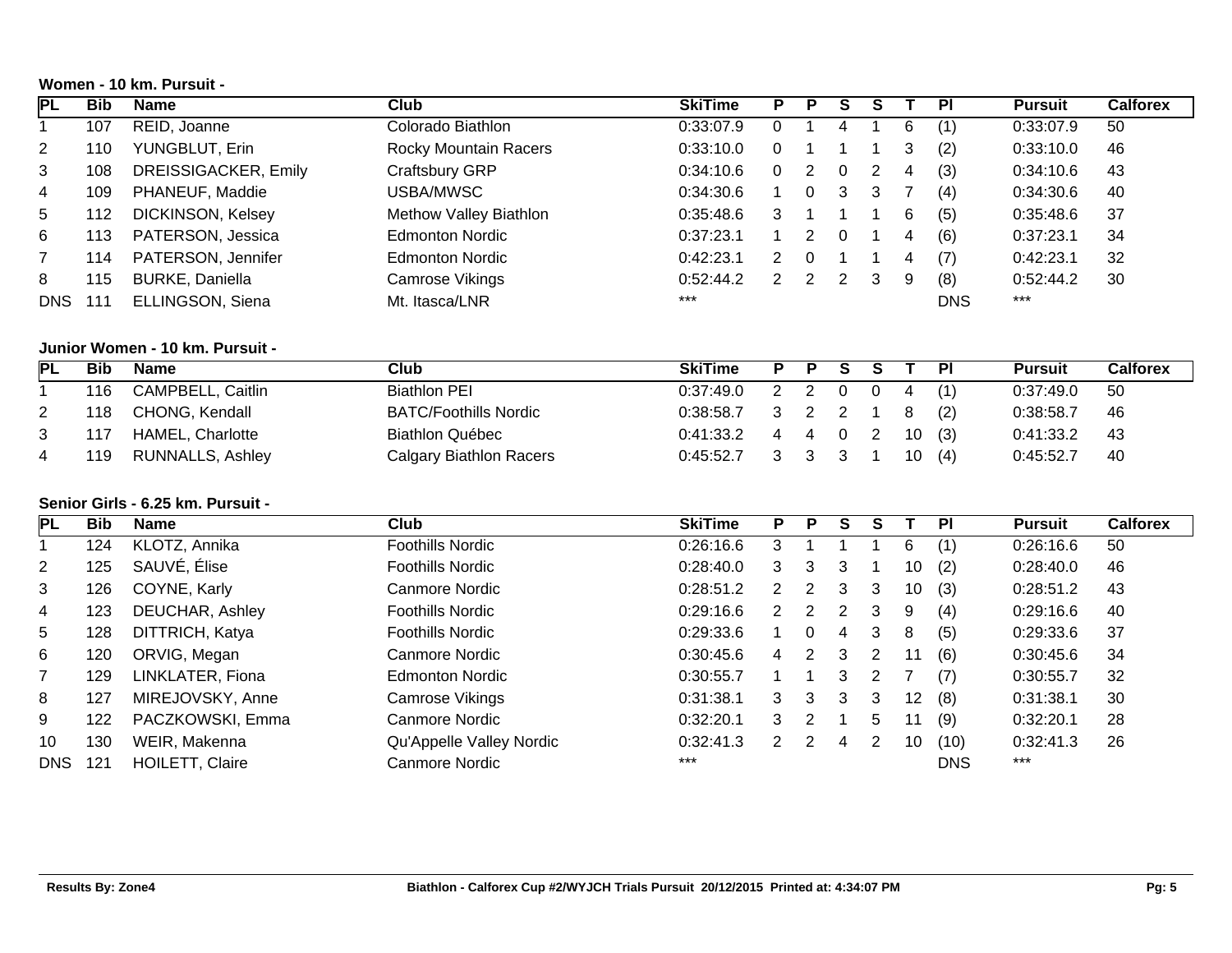**Women - 10 km. Pursuit -**

| PL | Bib | Name | Club | SkiTime | P | P | S | S | T | Pl | Pursuit | Calforex |
|---|---|---|---|---|---|---|---|---|---|---|---|---|
| 1 | 107 | REID, Joanne | Colorado Biathlon | 0:33:07.9 | 0 | 1 | 4 | 1 | 6 | (1) | 0:33:07.9 | 50 |
| 2 | 110 | YUNGBLUT, Erin | Rocky Mountain Racers | 0:33:10.0 | 0 | 1 | 1 | 1 | 3 | (2) | 0:33:10.0 | 46 |
| 3 | 108 | DREISSIGACKER, Emily | Craftsbury GRP | 0:34:10.6 | 0 | 2 | 0 | 2 | 4 | (3) | 0:34:10.6 | 43 |
| 4 | 109 | PHANEUF, Maddie | USBA/MWSC | 0:34:30.6 | 1 | 0 | 3 | 3 | 7 | (4) | 0:34:30.6 | 40 |
| 5 | 112 | DICKINSON, Kelsey | Methow Valley Biathlon | 0:35:48.6 | 3 | 1 | 1 | 1 | 6 | (5) | 0:35:48.6 | 37 |
| 6 | 113 | PATERSON, Jessica | Edmonton Nordic | 0:37:23.1 | 1 | 2 | 0 | 1 | 4 | (6) | 0:37:23.1 | 34 |
| 7 | 114 | PATERSON, Jennifer | Edmonton Nordic | 0:42:23.1 | 2 | 0 | 1 | 1 | 4 | (7) | 0:42:23.1 | 32 |
| 8 | 115 | BURKE, Daniella | Camrose Vikings | 0:52:44.2 | 2 | 2 | 2 | 3 | 9 | (8) | 0:52:44.2 | 30 |
| DNS | 111 | ELLINGSON, Siena | Mt. Itasca/LNR | *** | | | | | | DNS | *** | |

**Junior Women - 10 km. Pursuit -**

| PL | Bib | Name | Club | SkiTime | P | P | S | S | T | Pl | Pursuit | Calforex |
|---|---|---|---|---|---|---|---|---|---|---|---|---|
| 1 | 116 | CAMPBELL, Caitlin | Biathlon PEI | 0:37:49.0 | 2 | 2 | 0 | 0 | 4 | (1) | 0:37:49.0 | 50 |
| 2 | 118 | CHONG, Kendall | BATC/Foothills Nordic | 0:38:58.7 | 3 | 2 | 2 | 1 | 8 | (2) | 0:38:58.7 | 46 |
| 3 | 117 | HAMEL, Charlotte | Biathlon Québec | 0:41:33.2 | 4 | 4 | 0 | 2 | 10 | (3) | 0:41:33.2 | 43 |
| 4 | 119 | RUNNALLS, Ashley | Calgary Biathlon Racers | 0:45:52.7 | 3 | 3 | 3 | 1 | 10 | (4) | 0:45:52.7 | 40 |

**Senior Girls - 6.25 km. Pursuit -**

| PL | Bib | Name | Club | SkiTime | P | P | S | S | T | Pl | Pursuit | Calforex |
|---|---|---|---|---|---|---|---|---|---|---|---|---|
| 1 | 124 | KLOTZ, Annika | Foothills Nordic | 0:26:16.6 | 3 | 1 | 1 | 1 | 6 | (1) | 0:26:16.6 | 50 |
| 2 | 125 | SAUVÉ, Élise | Foothills Nordic | 0:28:40.0 | 3 | 3 | 3 | 1 | 10 | (2) | 0:28:40.0 | 46 |
| 3 | 126 | COYNE, Karly | Canmore Nordic | 0:28:51.2 | 2 | 2 | 3 | 3 | 10 | (3) | 0:28:51.2 | 43 |
| 4 | 123 | DEUCHAR, Ashley | Foothills Nordic | 0:29:16.6 | 2 | 2 | 2 | 3 | 9 | (4) | 0:29:16.6 | 40 |
| 5 | 128 | DITTRICH, Katya | Foothills Nordic | 0:29:33.6 | 1 | 0 | 4 | 3 | 8 | (5) | 0:29:33.6 | 37 |
| 6 | 120 | ORVIG, Megan | Canmore Nordic | 0:30:45.6 | 4 | 2 | 3 | 2 | 11 | (6) | 0:30:45.6 | 34 |
| 7 | 129 | LINKLATER, Fiona | Edmonton Nordic | 0:30:55.7 | 1 | 1 | 3 | 2 | 7 | (7) | 0:30:55.7 | 32 |
| 8 | 127 | MIREJOVSKY, Anne | Camrose Vikings | 0:31:38.1 | 3 | 3 | 3 | 3 | 12 | (8) | 0:31:38.1 | 30 |
| 9 | 122 | PACZKOWSKI, Emma | Canmore Nordic | 0:32:20.1 | 3 | 2 | 1 | 5 | 11 | (9) | 0:32:20.1 | 28 |
| 10 | 130 | WEIR, Makenna | Qu'Appelle Valley Nordic | 0:32:41.3 | 2 | 2 | 4 | 2 | 10 | (10) | 0:32:41.3 | 26 |
| DNS | 121 | HOILETT, Claire | Canmore Nordic | *** | | | | | | DNS | *** | |